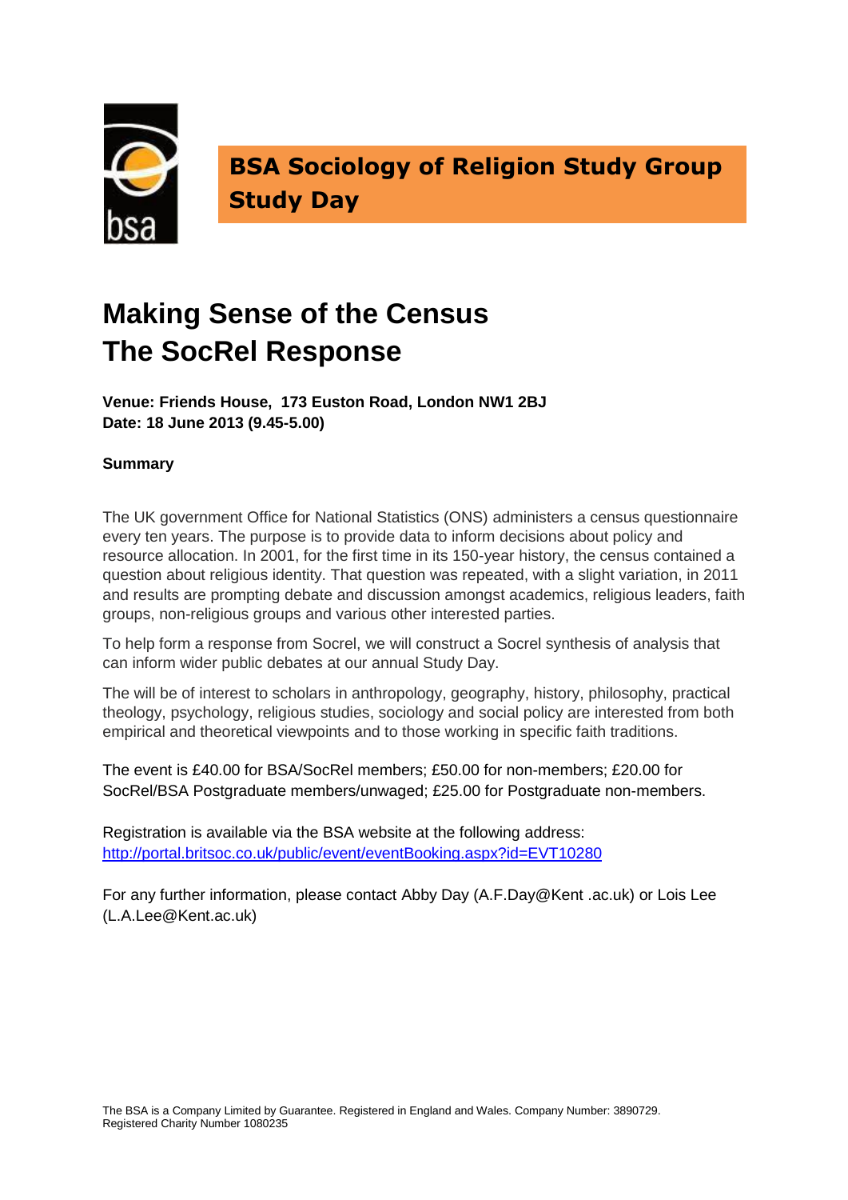**BSA Sociology of Religion Study Group Study Day**

# Making Sense of the Census
# The SocRel Response

**Venue: Friends House, 173 Euston Road, London NW1 2BJ**
**Date: 18 June 2013 (9.45-5.00)**

**Summary**

The UK government Office for National Statistics (ONS) administers a census questionnaire every ten years. The purpose is to provide data to inform decisions about policy and resource allocation. In 2001, for the first time in its 150-year history, the census contained a question about religious identity. That question was repeated, with a slight variation, in 2011 and results are prompting debate and discussion amongst academics, religious leaders, faith groups, non-religious groups and various other interested parties.

To help form a response from Socrel, we will construct a Socrel synthesis of analysis that can inform wider public debates at our annual Study Day.

The will be of interest to scholars in anthropology, geography, history, philosophy, practical theology, psychology, religious studies, sociology and social policy are interested from both empirical and theoretical viewpoints and to those working in specific faith traditions.

The event is £40.00 for BSA/SocRel members; £50.00 for non-members; £20.00 for SocRel/BSA Postgraduate members/unwaged; £25.00 for Postgraduate non-members.

Registration is available via the BSA website at the following address:
http://portal.britsoc.co.uk/public/event/eventBooking.aspx?id=EVT10280

For any further information, please contact Abby Day (A.F.Day@Kent .ac.uk) or Lois Lee (L.A.Lee@Kent.ac.uk)

The BSA is a Company Limited by Guarantee. Registered in England and Wales. Company Number: 3890729.
Registered Charity Number 1080235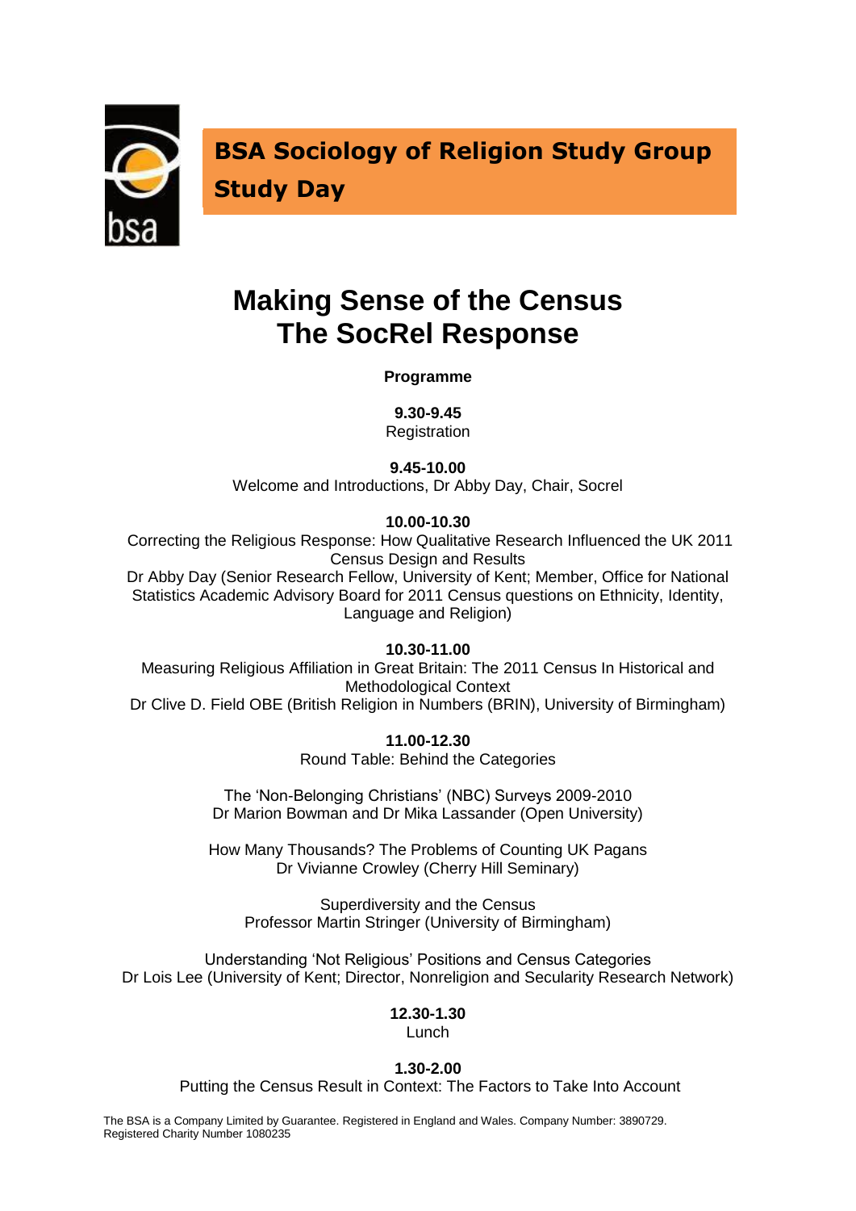**BSA Sociology of Religion Study Group Study Day**

# Making Sense of the Census
# The SocRel Response

**Programme**

**9.30-9.45**
Registration

**9.45-10.00**
Welcome and Introductions, Dr Abby Day, Chair, Socrel

**10.00-10.30**
Correcting the Religious Response: How Qualitative Research Influenced the UK 2011 Census Design and Results
Dr Abby Day (Senior Research Fellow, University of Kent; Member, Office for National Statistics Academic Advisory Board for 2011 Census questions on Ethnicity, Identity, Language and Religion)

**10.30-11.00**
Measuring Religious Affiliation in Great Britain: The 2011 Census In Historical and Methodological Context
Dr Clive D. Field OBE (British Religion in Numbers (BRIN), University of Birmingham)

**11.00-12.30**
Round Table: Behind the Categories

The 'Non-Belonging Christians' (NBC) Surveys 2009-2010
Dr Marion Bowman and Dr Mika Lassander (Open University)

How Many Thousands? The Problems of Counting UK Pagans
Dr Vivianne Crowley (Cherry Hill Seminary)

Superdiversity and the Census
Professor Martin Stringer (University of Birmingham)

Understanding 'Not Religious' Positions and Census Categories
Dr Lois Lee (University of Kent; Director, Nonreligion and Secularity Research Network)

**12.30-1.30**
Lunch

**1.30-2.00**
Putting the Census Result in Context: The Factors to Take Into Account

The BSA is a Company Limited by Guarantee. Registered in England and Wales. Company Number: 3890729. Registered Charity Number 1080235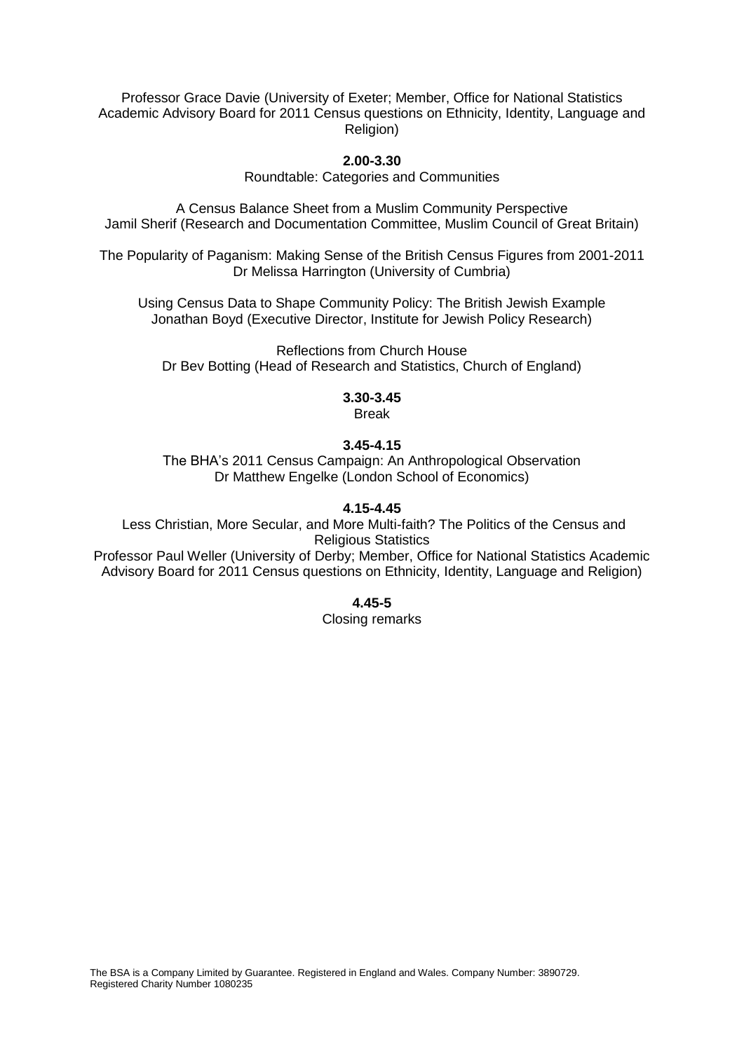Professor Grace Davie (University of Exeter; Member, Office for National Statistics Academic Advisory Board for 2011 Census questions on Ethnicity, Identity, Language and Religion)

**2.00-3.30**

Roundtable: Categories and Communities

A Census Balance Sheet from a Muslim Community Perspective
Jamil Sherif (Research and Documentation Committee, Muslim Council of Great Britain)

The Popularity of Paganism: Making Sense of the British Census Figures from 2001-2011
Dr Melissa Harrington (University of Cumbria)

Using Census Data to Shape Community Policy: The British Jewish Example
Jonathan Boyd (Executive Director, Institute for Jewish Policy Research)

Reflections from Church House
Dr Bev Botting (Head of Research and Statistics, Church of England)

**3.30-3.45**

Break

**3.45-4.15**

The BHA's 2011 Census Campaign: An Anthropological Observation
Dr Matthew Engelke (London School of Economics)

**4.15-4.45**

Less Christian, More Secular, and More Multi-faith? The Politics of the Census and Religious Statistics
Professor Paul Weller (University of Derby; Member, Office for National Statistics Academic Advisory Board for 2011 Census questions on Ethnicity, Identity, Language and Religion)

**4.45-5**

Closing remarks

The BSA is a Company Limited by Guarantee. Registered in England and Wales. Company Number: 3890729.
Registered Charity Number 1080235